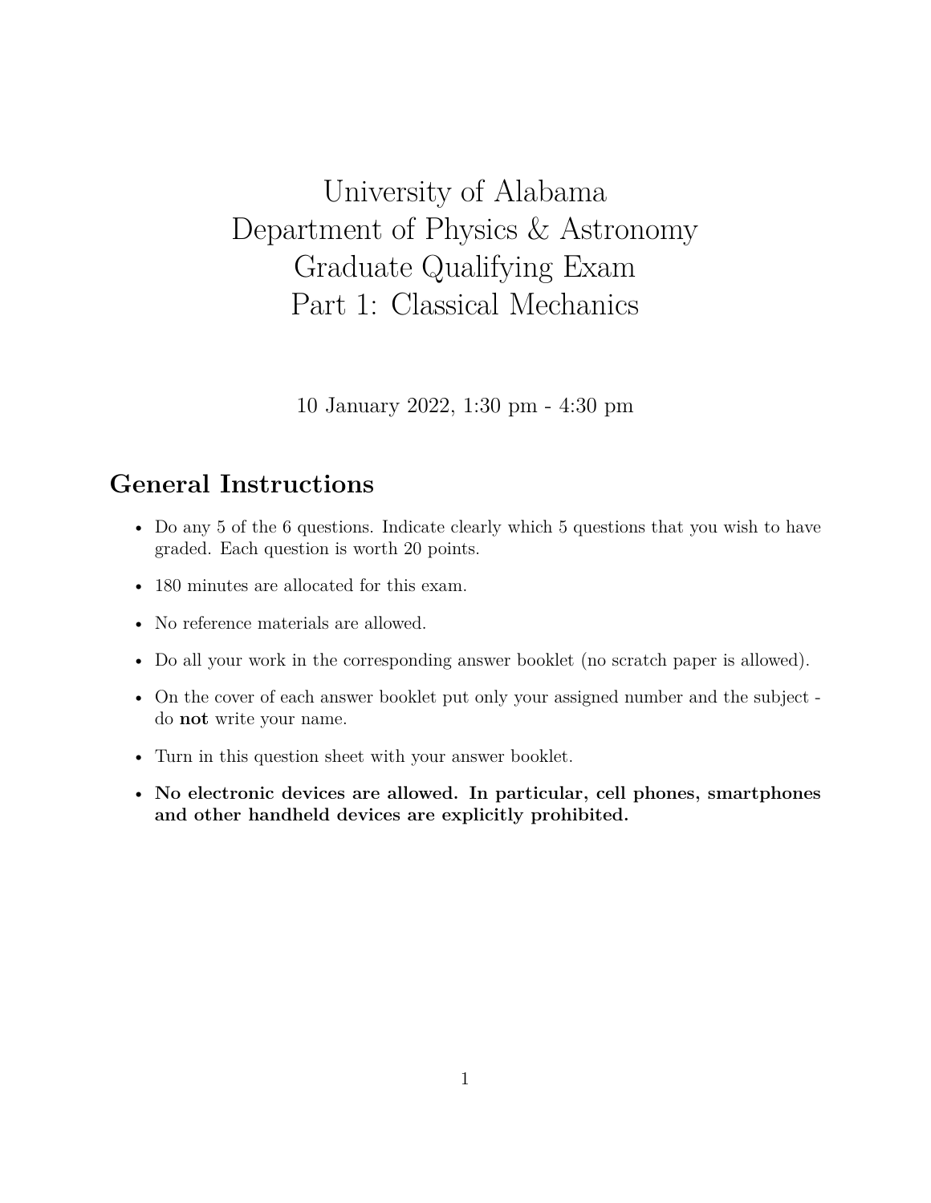# University of Alabama
# Department of Physics & Astronomy
# Graduate Qualifying Exam
# Part 1: Classical Mechanics

10 January 2022, 1:30 pm - 4:30 pm

## General Instructions

- Do any 5 of the 6 questions. Indicate clearly which 5 questions that you wish to have graded. Each question is worth 20 points.
- 180 minutes are allocated for this exam.
- No reference materials are allowed.
- Do all your work in the corresponding answer booklet (no scratch paper is allowed).
- On the cover of each answer booklet put only your assigned number and the subject - do **not** write your name.
- Turn in this question sheet with your answer booklet.
- **No electronic devices are allowed. In particular, cell phones, smartphones and other handheld devices are explicitly prohibited.**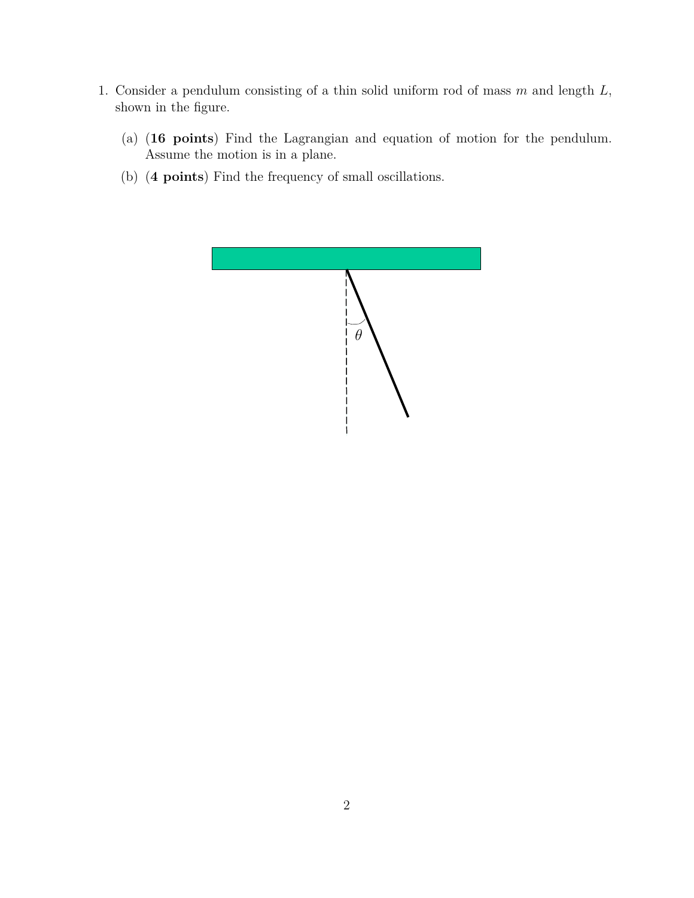1. Consider a pendulum consisting of a thin solid uniform rod of mass $m$ and length $L$, shown in the figure.

   (a) (**16 points**) Find the Lagrangian and equation of motion for the pendulum. Assume the motion is in a plane.

   (b) (**4 points**) Find the frequency of small oscillations.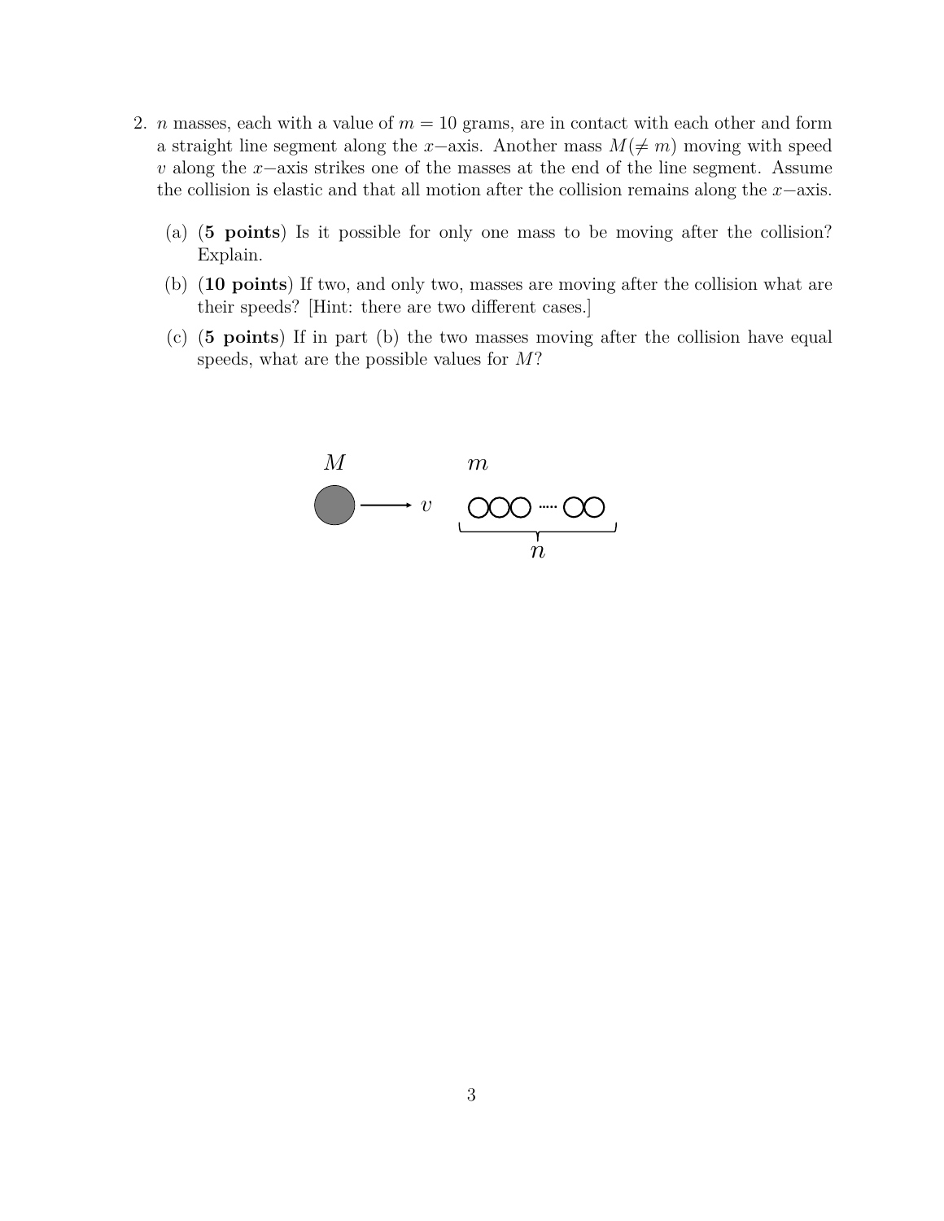2. $n$ masses, each with a value of $m = 10$ grams, are in contact with each other and form a straight line segment along the $x-$axis. Another mass $M(\neq m)$ moving with speed $v$ along the $x-$axis strikes one of the masses at the end of the line segment. Assume the collision is elastic and that all motion after the collision remains along the $x-$axis.

   (a) (**5 points**) Is it possible for only one mass to be moving after the collision? Explain.

   (b) (**10 points**) If two, and only two, masses are moving after the collision what are their speeds? [Hint: there are two different cases.]

   (c) (**5 points**) If in part (b) the two masses moving after the collision have equal speeds, what are the possible values for $M$?

$M$ $\longrightarrow v$ $m$

$n$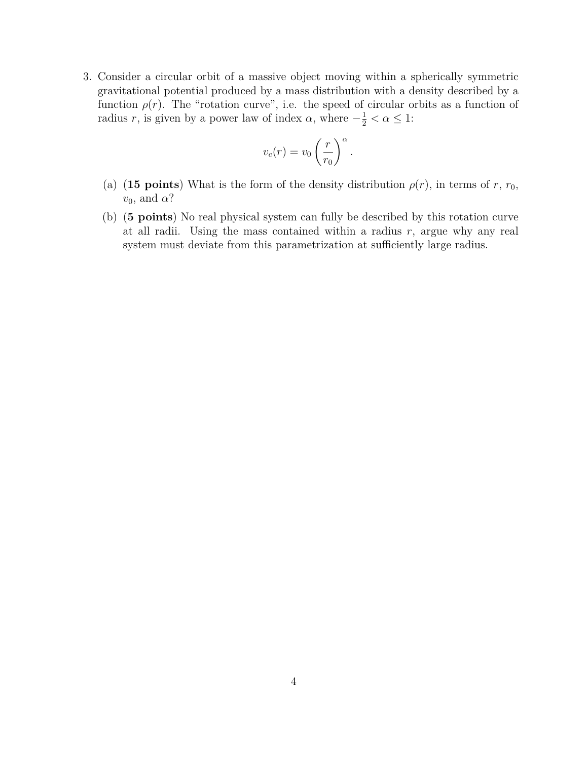3. Consider a circular orbit of a massive object moving within a spherically symmetric gravitational potential produced by a mass distribution with a density described by a function $\rho(r)$. The "rotation curve", i.e. the speed of circular orbits as a function of radius $r$, is given by a power law of index $\alpha$, where $-\frac{1}{2} < \alpha \leq 1$:

$$v_c(r) = v_0 \left(\frac{r}{r_0}\right)^{\alpha}.$$

   (a) (**15 points**) What is the form of the density distribution $\rho(r)$, in terms of $r$, $r_0$, $v_0$, and $\alpha$?

   (b) (**5 points**) No real physical system can fully be described by this rotation curve at all radii. Using the mass contained within a radius $r$, argue why any real system must deviate from this parametrization at sufficiently large radius.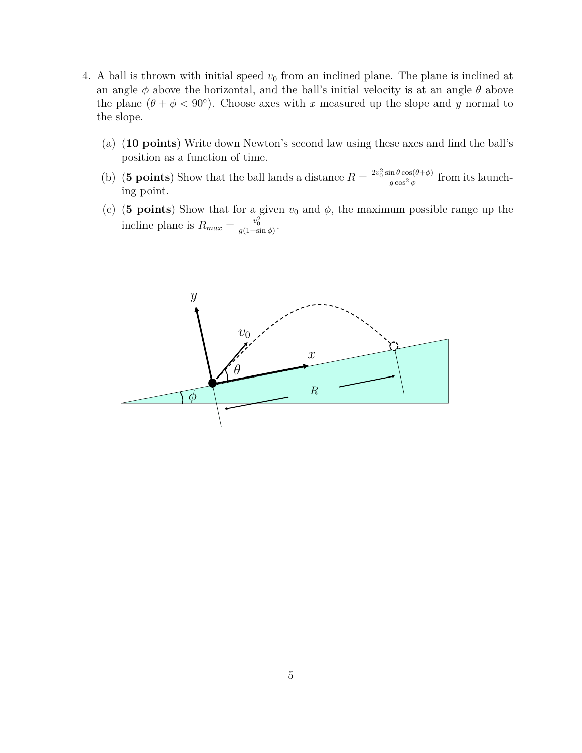4. A ball is thrown with initial speed $v_0$ from an inclined plane. The plane is inclined at an angle $\phi$ above the horizontal, and the ball's initial velocity is at an angle $\theta$ above the plane ($\theta + \phi < 90°$). Choose axes with $x$ measured up the slope and $y$ normal to the slope.

   (a) (**10 points**) Write down Newton's second law using these axes and find the ball's position as a function of time.

   (b) (**5 points**) Show that the ball lands a distance $R = \frac{2v_0^2 \sin\theta \cos(\theta+\phi)}{g \cos^2 \phi}$ from its launching point.

   (c) (**5 points**) Show that for a given $v_0$ and $\phi$, the maximum possible range up the incline plane is $R_{max} = \frac{v_0^2}{g(1+\sin\phi)}$.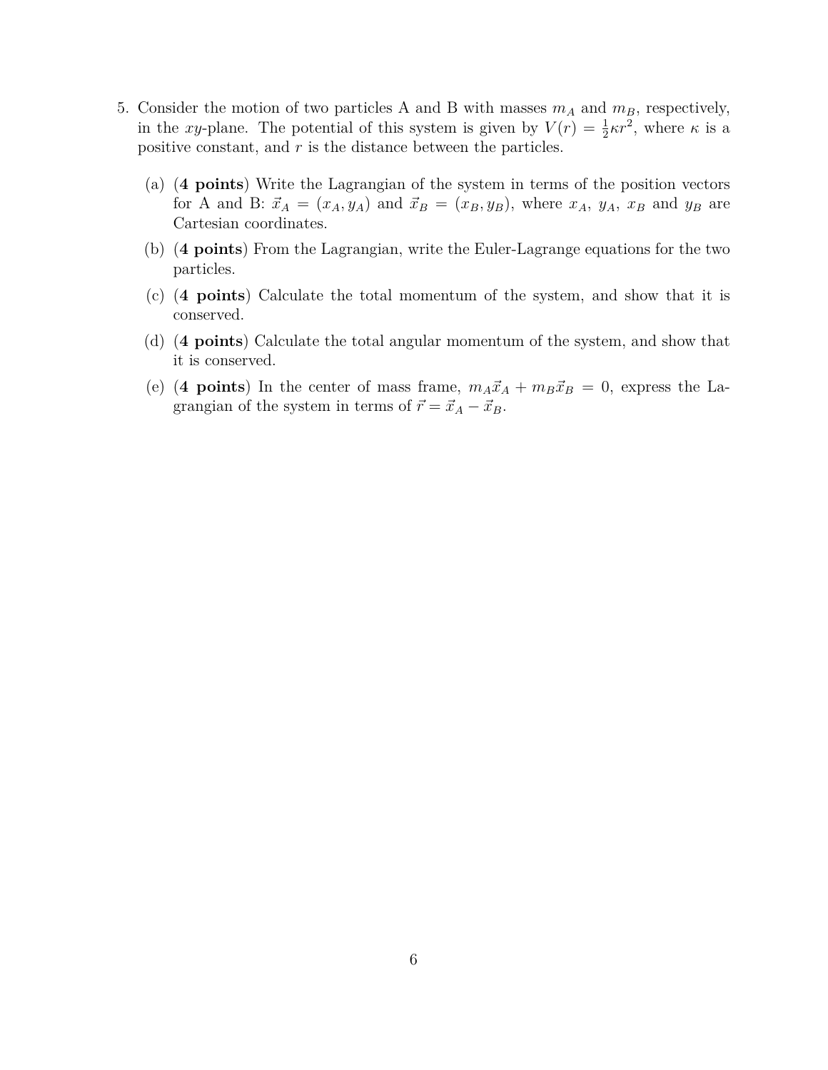5. Consider the motion of two particles A and B with masses $m_A$ and $m_B$, respectively, in the $xy$-plane. The potential of this system is given by $V(r) = \frac{1}{2}\kappa r^2$, where $\kappa$ is a positive constant, and $r$ is the distance between the particles.

   (a) (**4 points**) Write the Lagrangian of the system in terms of the position vectors for A and B: $\vec{x}_A = (x_A, y_A)$ and $\vec{x}_B = (x_B, y_B)$, where $x_A$, $y_A$, $x_B$ and $y_B$ are Cartesian coordinates.

   (b) (**4 points**) From the Lagrangian, write the Euler-Lagrange equations for the two particles.

   (c) (**4 points**) Calculate the total momentum of the system, and show that it is conserved.

   (d) (**4 points**) Calculate the total angular momentum of the system, and show that it is conserved.

   (e) (**4 points**) In the center of mass frame, $m_A\vec{x}_A + m_B\vec{x}_B = 0$, express the Lagrangian of the system in terms of $\vec{r} = \vec{x}_A - \vec{x}_B$.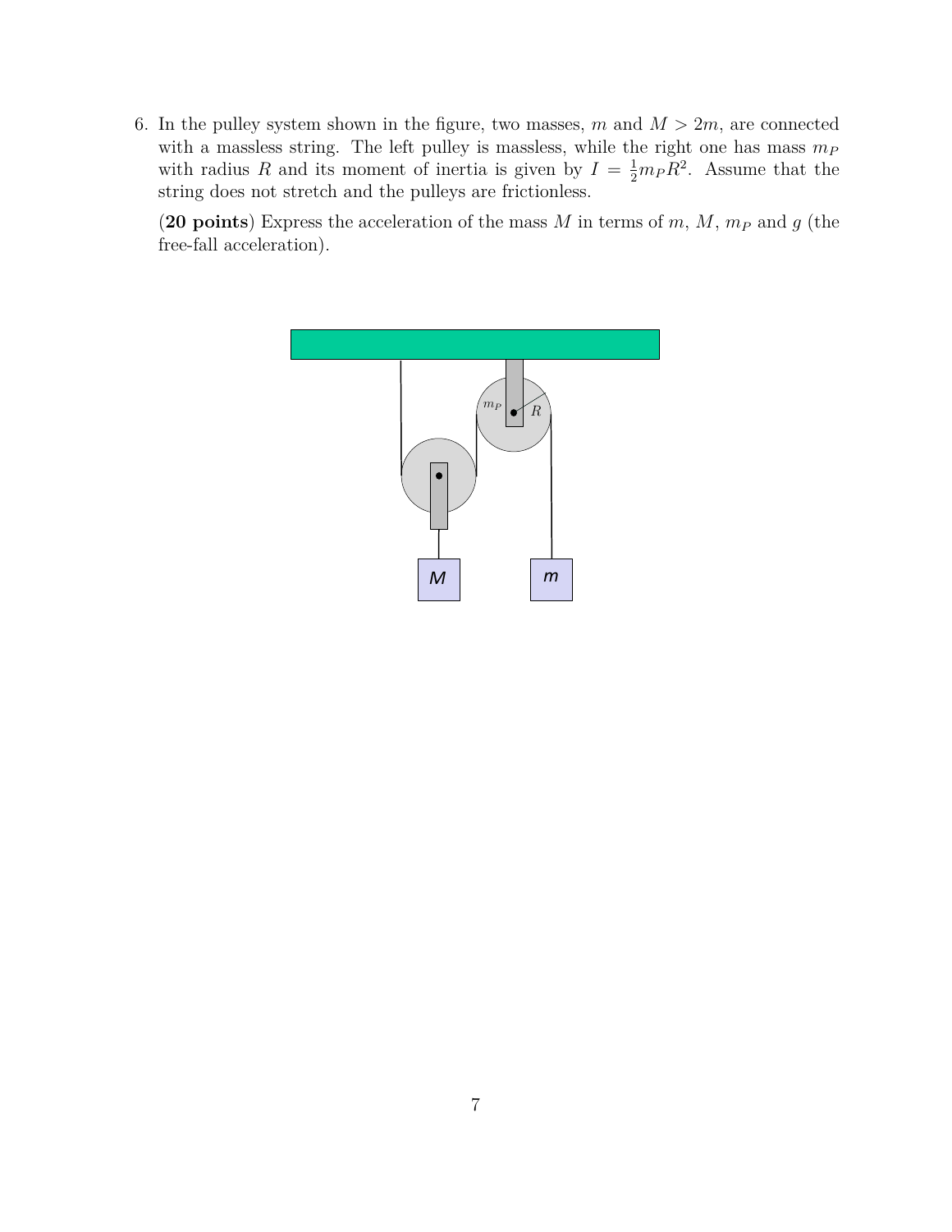6. In the pulley system shown in the figure, two masses, $m$ and $M > 2m$, are connected with a massless string. The left pulley is massless, while the right one has mass $m_P$ with radius $R$ and its moment of inertia is given by $I = \frac{1}{2}m_P R^2$. Assume that the string does not stretch and the pulleys are frictionless.

   (**20 points**) Express the acceleration of the mass $M$ in terms of $m$, $M$, $m_P$ and $g$ (the free-fall acceleration).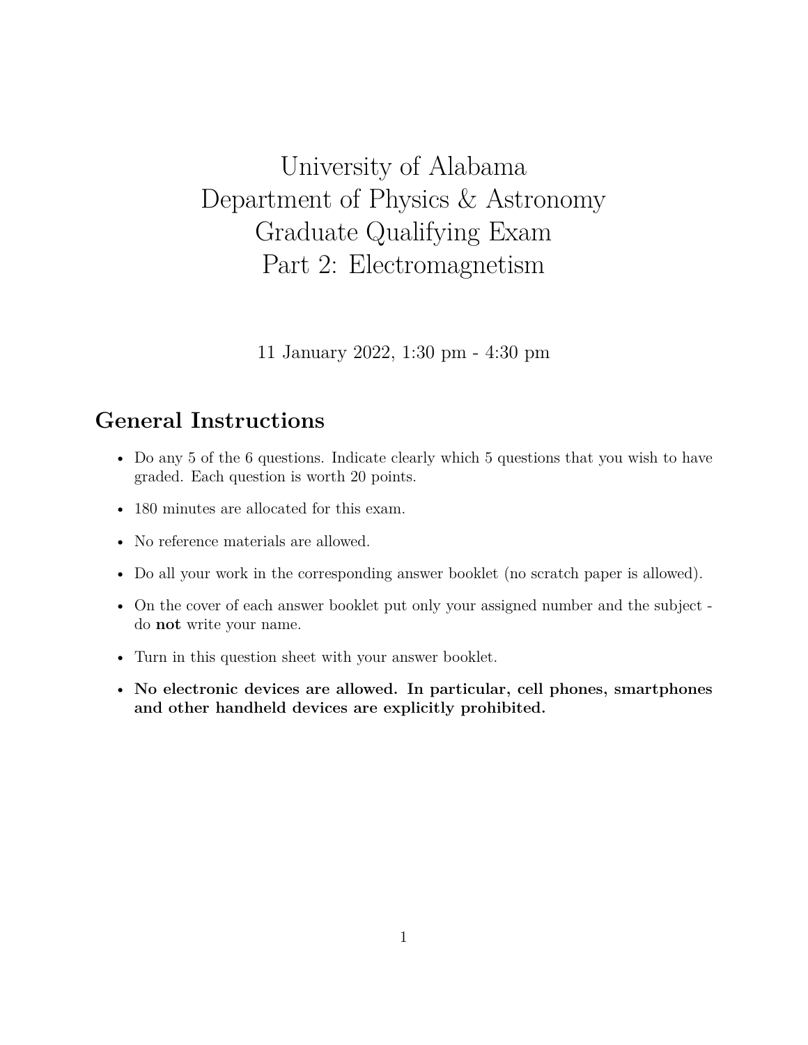# University of Alabama
# Department of Physics & Astronomy
# Graduate Qualifying Exam
# Part 2: Electromagnetism

11 January 2022, 1:30 pm - 4:30 pm

## General Instructions

- Do any 5 of the 6 questions. Indicate clearly which 5 questions that you wish to have graded. Each question is worth 20 points.
- 180 minutes are allocated for this exam.
- No reference materials are allowed.
- Do all your work in the corresponding answer booklet (no scratch paper is allowed).
- On the cover of each answer booklet put only your assigned number and the subject - do **not** write your name.
- Turn in this question sheet with your answer booklet.
- **No electronic devices are allowed. In particular, cell phones, smartphones and other handheld devices are explicitly prohibited.**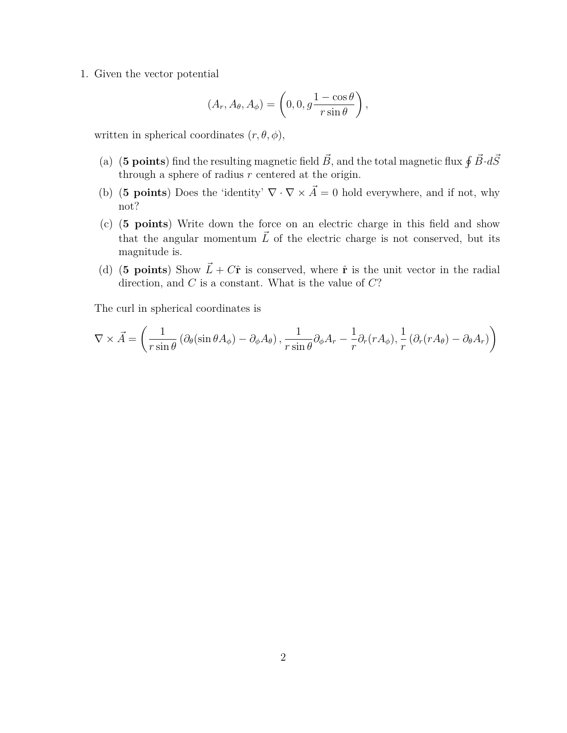1. Given the vector potential

$$
(A_r, A_\theta, A_\phi) = \left(0, 0, g\frac{1-\cos\theta}{r\sin\theta}\right),
$$

written in spherical coordinates $(r, \theta, \phi)$,

   (a) (**5 points**) find the resulting magnetic field $\vec{B}$, and the total magnetic flux $\oint \vec{B}\cdot d\vec{S}$ through a sphere of radius $r$ centered at the origin.

   (b) (**5 points**) Does the 'identity' $\nabla \cdot \nabla \times \vec{A} = 0$ hold everywhere, and if not, why not?

   (c) (**5 points**) Write down the force on an electric charge in this field and show that the angular momentum $\vec{L}$ of the electric charge is not conserved, but its magnitude is.

   (d) (**5 points**) Show $\vec{L} + C\hat{\mathbf{r}}$ is conserved, where $\hat{\mathbf{r}}$ is the unit vector in the radial direction, and $C$ is a constant. What is the value of $C$?

The curl in spherical coordinates is

$$
\nabla \times \vec{A} = \left(\frac{1}{r\sin\theta}\left(\partial_\theta(\sin\theta A_\phi) - \partial_\phi A_\theta\right), \frac{1}{r\sin\theta}\partial_\phi A_r - \frac{1}{r}\partial_r(rA_\phi), \frac{1}{r}\left(\partial_r(rA_\theta) - \partial_\theta A_r\right)\right)
$$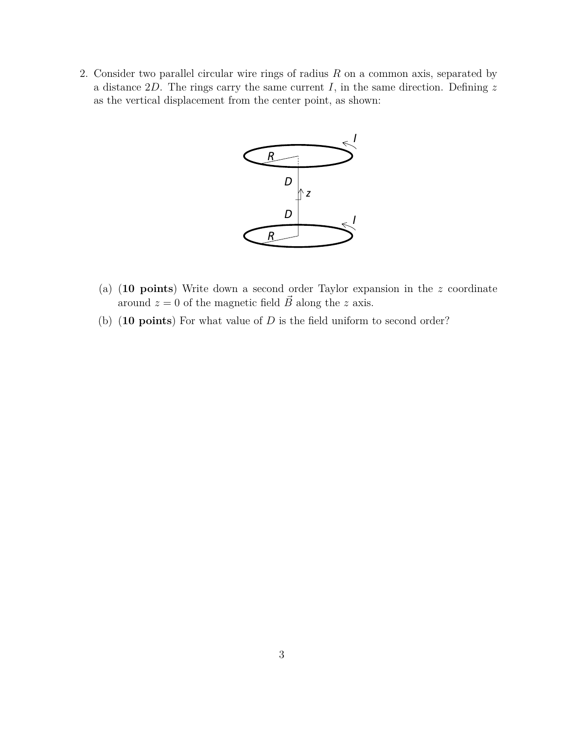2. Consider two parallel circular wire rings of radius $R$ on a common axis, separated by a distance $2D$. The rings carry the same current $I$, in the same direction. Defining $z$ as the vertical displacement from the center point, as shown:

   (a) (**10 points**) Write down a second order Taylor expansion in the $z$ coordinate around $z = 0$ of the magnetic field $\vec{B}$ along the $z$ axis.

   (b) (**10 points**) For what value of $D$ is the field uniform to second order?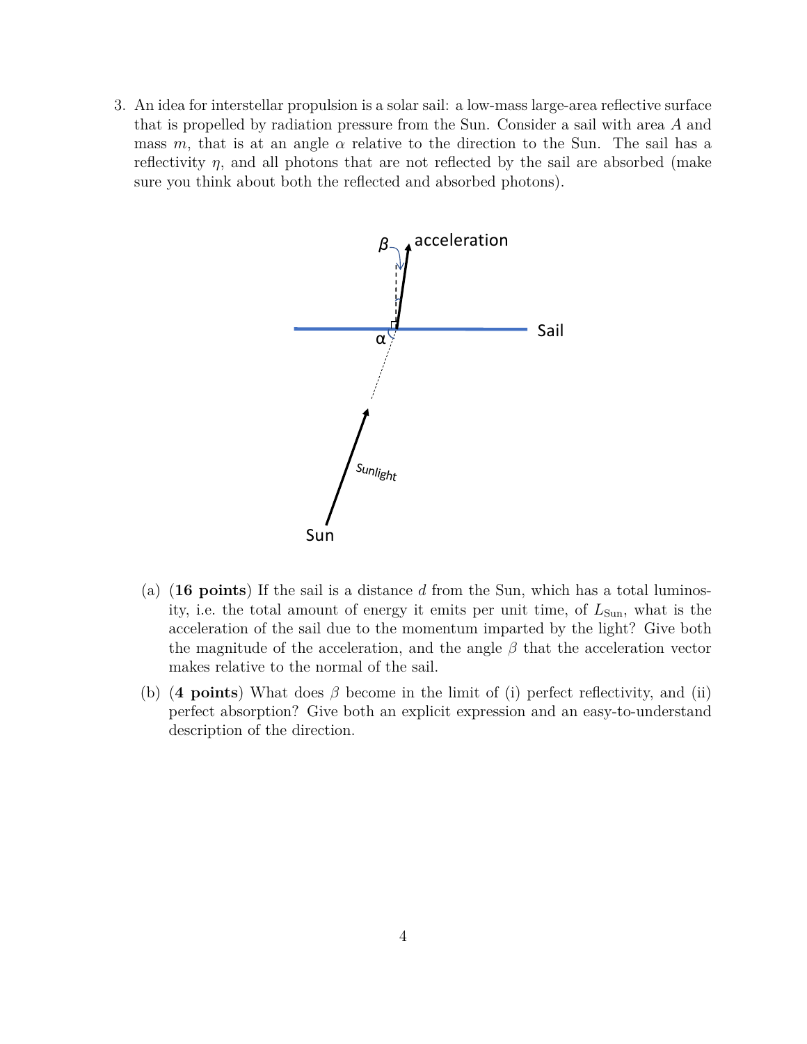3. An idea for interstellar propulsion is a solar sail: a low-mass large-area reflective surface that is propelled by radiation pressure from the Sun. Consider a sail with area $A$ and mass $m$, that is at an angle $\alpha$ relative to the direction to the Sun. The sail has a reflectivity $\eta$, and all photons that are not reflected by the sail are absorbed (make sure you think about both the reflected and absorbed photons).

   (a) (**16 points**) If the sail is a distance $d$ from the Sun, which has a total luminosity, i.e. the total amount of energy it emits per unit time, of $L_{\text{Sun}}$, what is the acceleration of the sail due to the momentum imparted by the light? Give both the magnitude of the acceleration, and the angle $\beta$ that the acceleration vector makes relative to the normal of the sail.

   (b) (**4 points**) What does $\beta$ become in the limit of (i) perfect reflectivity, and (ii) perfect absorption? Give both an explicit expression and an easy-to-understand description of the direction.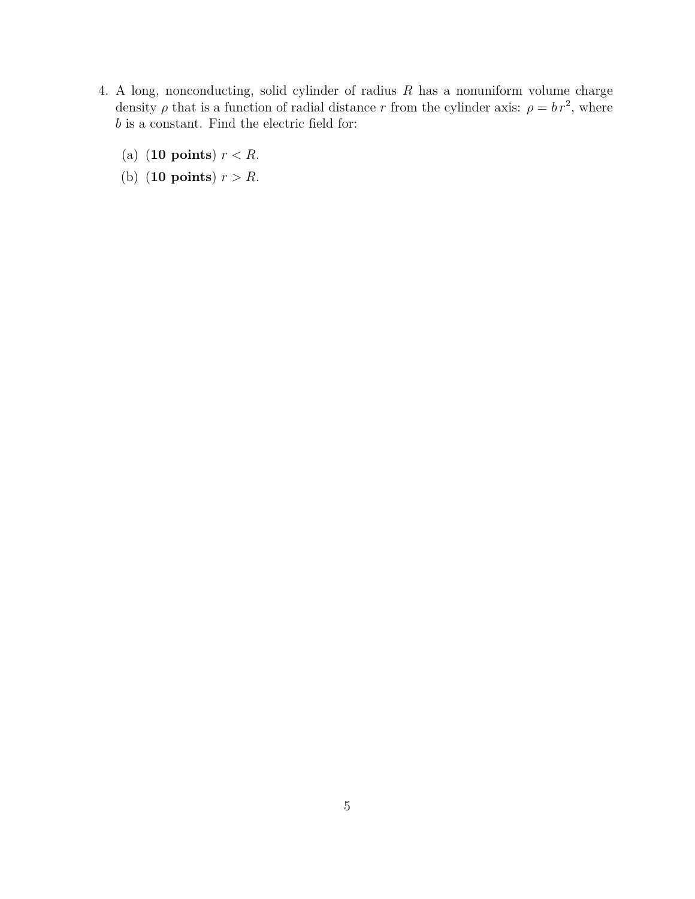4. A long, nonconducting, solid cylinder of radius $R$ has a nonuniform volume charge density $\rho$ that is a function of radial distance $r$ from the cylinder axis: $\rho = b\,r^2$, where $b$ is a constant. Find the electric field for:

   (a) (**10 points**) $r < R$.

   (b) (**10 points**) $r > R$.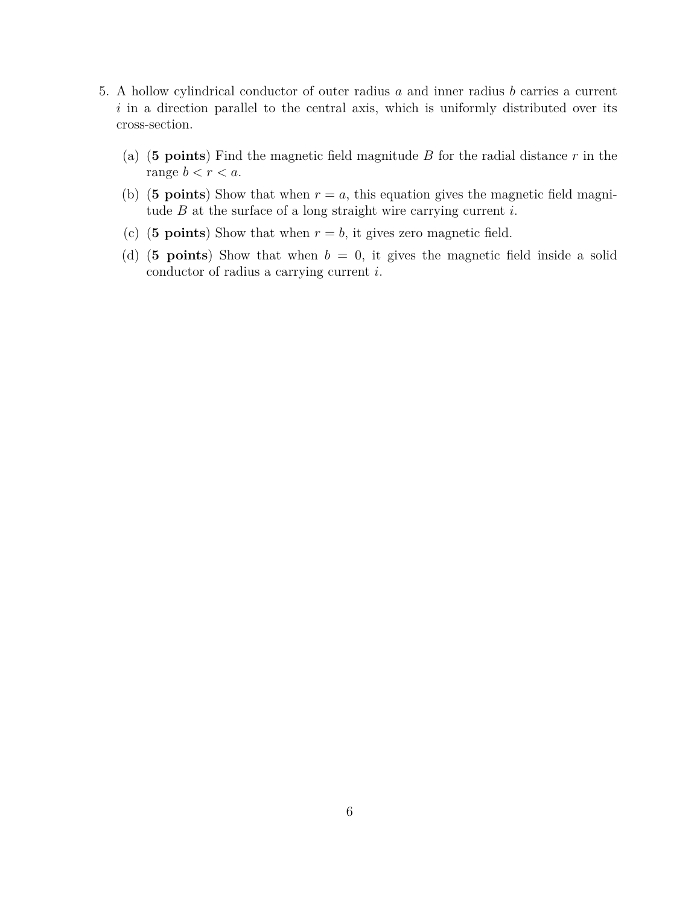5. A hollow cylindrical conductor of outer radius $a$ and inner radius $b$ carries a current $i$ in a direction parallel to the central axis, which is uniformly distributed over its cross-section.

   (a) (**5 points**) Find the magnetic field magnitude $B$ for the radial distance $r$ in the range $b < r < a$.

   (b) (**5 points**) Show that when $r = a$, this equation gives the magnetic field magnitude $B$ at the surface of a long straight wire carrying current $i$.

   (c) (**5 points**) Show that when $r = b$, it gives zero magnetic field.

   (d) (**5 points**) Show that when $b = 0$, it gives the magnetic field inside a solid conductor of radius a carrying current $i$.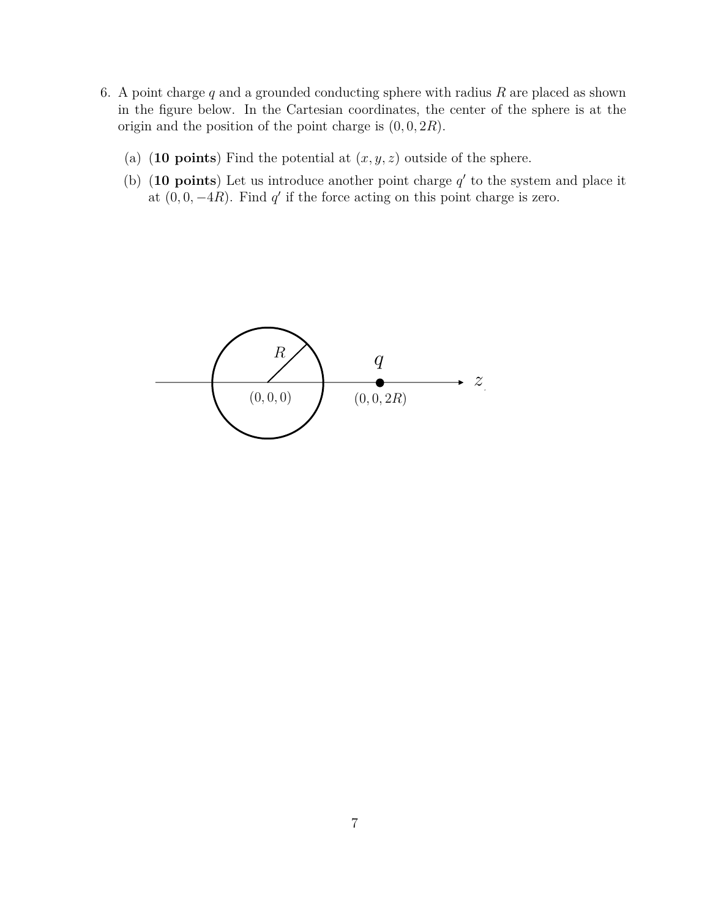6. A point charge $q$ and a grounded conducting sphere with radius $R$ are placed as shown in the figure below. In the Cartesian coordinates, the center of the sphere is at the origin and the position of the point charge is $(0, 0, 2R)$.

   (a) (**10 points**) Find the potential at $(x, y, z)$ outside of the sphere.

   (b) (**10 points**) Let us introduce another point charge $q'$ to the system and place it at $(0, 0, -4R)$. Find $q'$ if the force acting on this point charge is zero.

$R$

$q$

$z$

$(0, 0, 0)$

$(0, 0, 2R)$